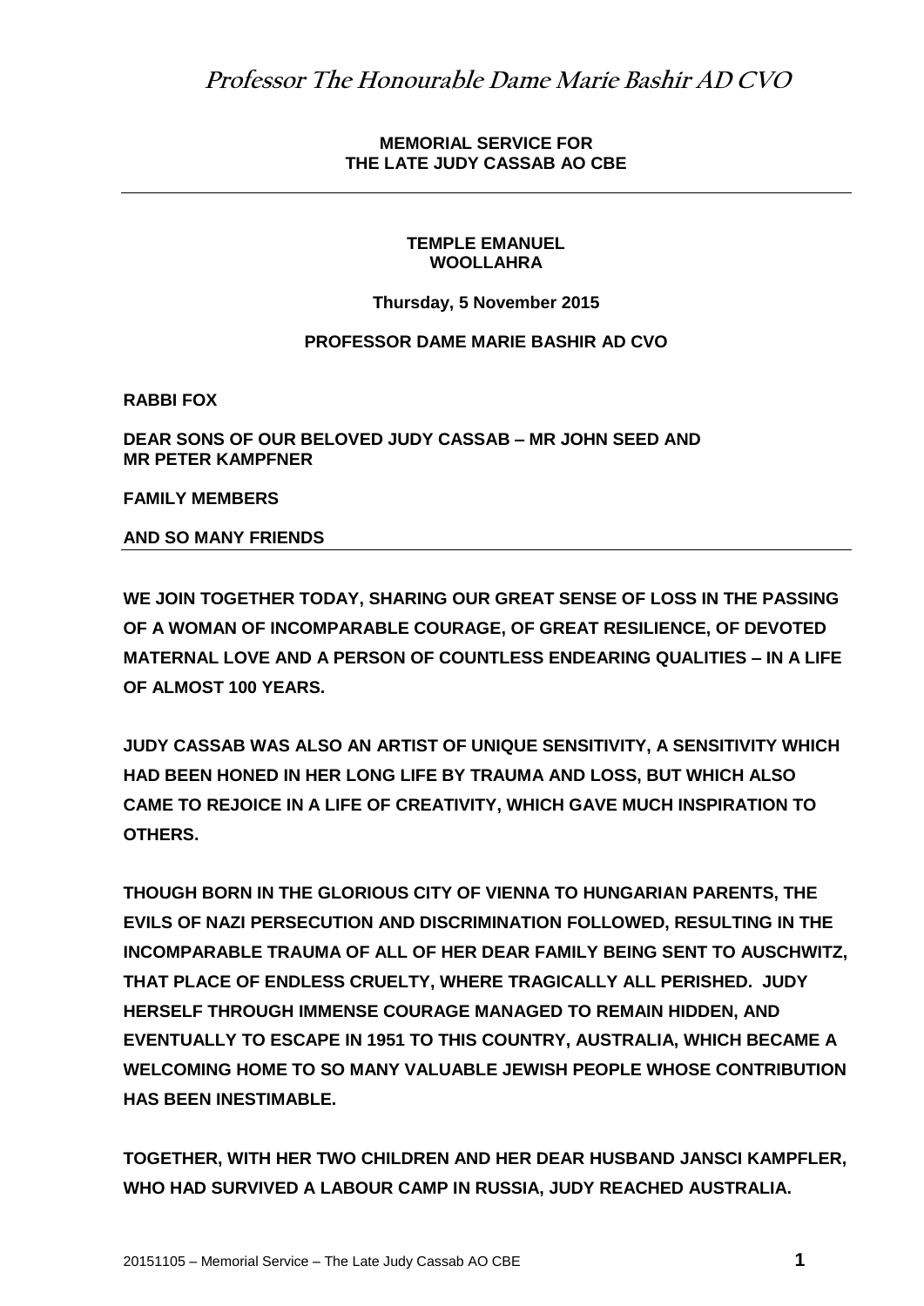# Professor The Honourable Dame Marie Bashir AD CVO

**MEMORIAL SERVICE FOR**
**THE LATE JUDY CASSAB AO CBE**

---

**TEMPLE EMANUEL**
**WOOLLAHRA**

**Thursday, 5 November 2015**

**PROFESSOR DAME MARIE BASHIR AD CVO**

**RABBI FOX**

**DEAR SONS OF OUR BELOVED JUDY CASSAB – MR JOHN SEED AND MR PETER KAMPFNER**

**FAMILY MEMBERS**

**AND SO MANY FRIENDS**

---

**WE JOIN TOGETHER TODAY, SHARING OUR GREAT SENSE OF LOSS IN THE PASSING OF A WOMAN OF INCOMPARABLE COURAGE, OF GREAT RESILIENCE, OF DEVOTED MATERNAL LOVE AND A PERSON OF COUNTLESS ENDEARING QUALITIES – IN A LIFE OF ALMOST 100 YEARS.**

**JUDY CASSAB WAS ALSO AN ARTIST OF UNIQUE SENSITIVITY, A SENSITIVITY WHICH HAD BEEN HONED IN HER LONG LIFE BY TRAUMA AND LOSS, BUT WHICH ALSO CAME TO REJOICE IN A LIFE OF CREATIVITY, WHICH GAVE MUCH INSPIRATION TO OTHERS.**

**THOUGH BORN IN THE GLORIOUS CITY OF VIENNA TO HUNGARIAN PARENTS, THE EVILS OF NAZI PERSECUTION AND DISCRIMINATION FOLLOWED, RESULTING IN THE INCOMPARABLE TRAUMA OF ALL OF HER DEAR FAMILY BEING SENT TO AUSCHWITZ, THAT PLACE OF ENDLESS CRUELTY, WHERE TRAGICALLY ALL PERISHED. JUDY HERSELF THROUGH IMMENSE COURAGE MANAGED TO REMAIN HIDDEN, AND EVENTUALLY TO ESCAPE IN 1951 TO THIS COUNTRY, AUSTRALIA, WHICH BECAME A WELCOMING HOME TO SO MANY VALUABLE JEWISH PEOPLE WHOSE CONTRIBUTION HAS BEEN INESTIMABLE.**

**TOGETHER, WITH HER TWO CHILDREN AND HER DEAR HUSBAND JANSCI KAMPFLER, WHO HAD SURVIVED A LABOUR CAMP IN RUSSIA, JUDY REACHED AUSTRALIA.**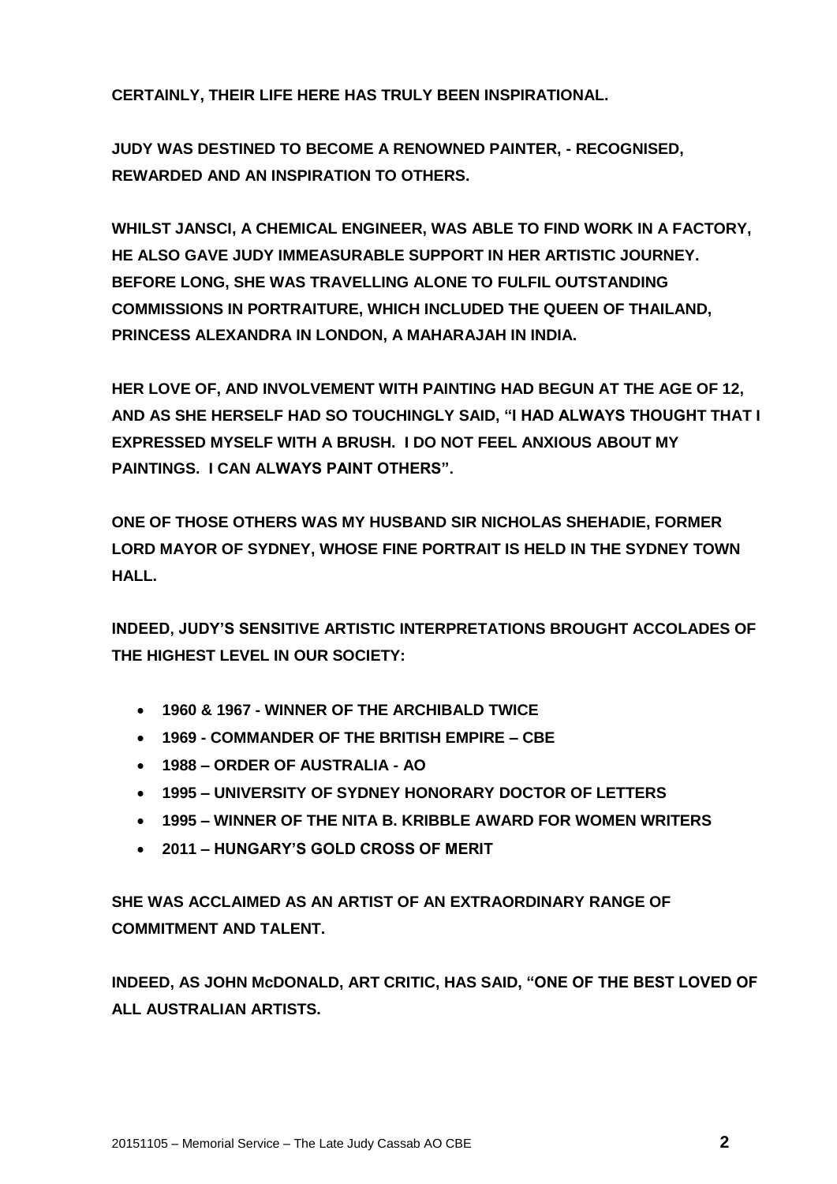**CERTAINLY, THEIR LIFE HERE HAS TRULY BEEN INSPIRATIONAL.**

**JUDY WAS DESTINED TO BECOME A RENOWNED PAINTER, - RECOGNISED, REWARDED AND AN INSPIRATION TO OTHERS.**

**WHILST JANSCI, A CHEMICAL ENGINEER, WAS ABLE TO FIND WORK IN A FACTORY, HE ALSO GAVE JUDY IMMEASURABLE SUPPORT IN HER ARTISTIC JOURNEY. BEFORE LONG, SHE WAS TRAVELLING ALONE TO FULFIL OUTSTANDING COMMISSIONS IN PORTRAITURE, WHICH INCLUDED THE QUEEN OF THAILAND, PRINCESS ALEXANDRA IN LONDON, A MAHARAJAH IN INDIA.**

**HER LOVE OF, AND INVOLVEMENT WITH PAINTING HAD BEGUN AT THE AGE OF 12, AND AS SHE HERSELF HAD SO TOUCHINGLY SAID, "I HAD ALWAYS THOUGHT THAT I EXPRESSED MYSELF WITH A BRUSH. I DO NOT FEEL ANXIOUS ABOUT MY PAINTINGS. I CAN ALWAYS PAINT OTHERS".**

**ONE OF THOSE OTHERS WAS MY HUSBAND SIR NICHOLAS SHEHADIE, FORMER LORD MAYOR OF SYDNEY, WHOSE FINE PORTRAIT IS HELD IN THE SYDNEY TOWN HALL.**

**INDEED, JUDY'S SENSITIVE ARTISTIC INTERPRETATIONS BROUGHT ACCOLADES OF THE HIGHEST LEVEL IN OUR SOCIETY:**

- **1960 & 1967 - WINNER OF THE ARCHIBALD TWICE**
- **1969 - COMMANDER OF THE BRITISH EMPIRE – CBE**
- **1988 – ORDER OF AUSTRALIA - AO**
- **1995 – UNIVERSITY OF SYDNEY HONORARY DOCTOR OF LETTERS**
- **1995 – WINNER OF THE NITA B. KRIBBLE AWARD FOR WOMEN WRITERS**
- **2011 – HUNGARY'S GOLD CROSS OF MERIT**

**SHE WAS ACCLAIMED AS AN ARTIST OF AN EXTRAORDINARY RANGE OF COMMITMENT AND TALENT.**

**INDEED, AS JOHN McDONALD, ART CRITIC, HAS SAID, "ONE OF THE BEST LOVED OF ALL AUSTRALIAN ARTISTS.**